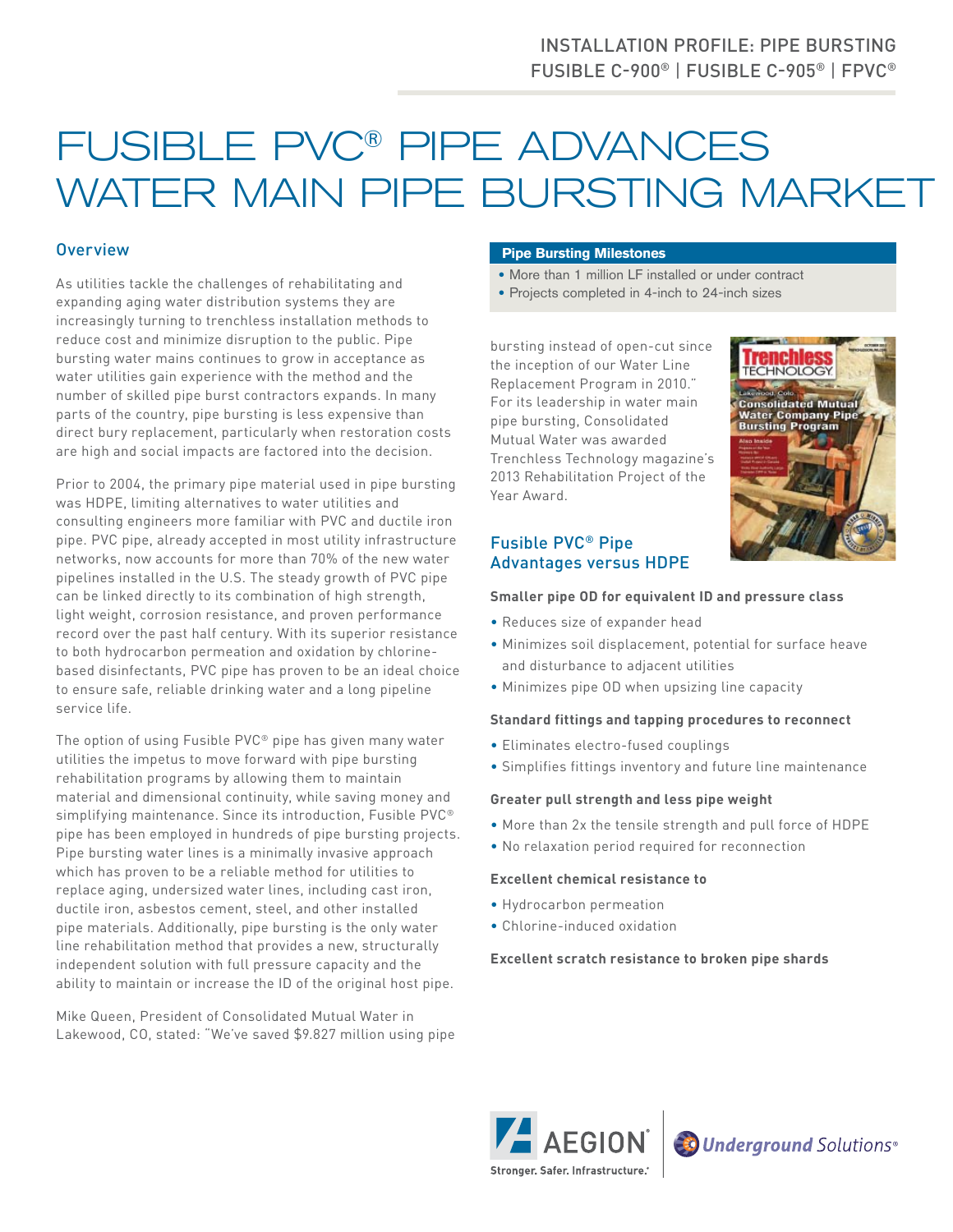INSTALLATION PROFILE: PIPE BURSTING
FUSIBLE C-900® | FUSIBLE C-905® | FPVC®

# FUSIBLE PVC® PIPE ADVANCES WATER MAIN PIPE BURSTING MARKET

## Overview

As utilities tackle the challenges of rehabilitating and expanding aging water distribution systems they are increasingly turning to trenchless installation methods to reduce cost and minimize disruption to the public. Pipe bursting water mains continues to grow in acceptance as water utilities gain experience with the method and the number of skilled pipe burst contractors expands. In many parts of the country, pipe bursting is less expensive than direct bury replacement, particularly when restoration costs are high and social impacts are factored into the decision.

Prior to 2004, the primary pipe material used in pipe bursting was HDPE, limiting alternatives to water utilities and consulting engineers more familiar with PVC and ductile iron pipe. PVC pipe, already accepted in most utility infrastructure networks, now accounts for more than 70% of the new water pipelines installed in the U.S. The steady growth of PVC pipe can be linked directly to its combination of high strength, light weight, corrosion resistance, and proven performance record over the past half century. With its superior resistance to both hydrocarbon permeation and oxidation by chlorine-based disinfectants, PVC pipe has proven to be an ideal choice to ensure safe, reliable drinking water and a long pipeline service life.

The option of using Fusible PVC® pipe has given many water utilities the impetus to move forward with pipe bursting rehabilitation programs by allowing them to maintain material and dimensional continuity, while saving money and simplifying maintenance. Since its introduction, Fusible PVC® pipe has been employed in hundreds of pipe bursting projects. Pipe bursting water lines is a minimally invasive approach which has proven to be a reliable method for utilities to replace aging, undersized water lines, including cast iron, ductile iron, asbestos cement, steel, and other installed pipe materials. Additionally, pipe bursting is the only water line rehabilitation method that provides a new, structurally independent solution with full pressure capacity and the ability to maintain or increase the ID of the original host pipe.

Mike Queen, President of Consolidated Mutual Water in Lakewood, CO, stated: "We've saved $9.827 million using pipe bursting instead of open-cut since the inception of our Water Line Replacement Program in 2010." For its leadership in water main pipe bursting, Consolidated Mutual Water was awarded Trenchless Technology magazine's 2013 Rehabilitation Project of the Year Award.

**Pipe Bursting Milestones**

- More than 1 million LF installed or under contract
- Projects completed in 4-inch to 24-inch sizes

## Fusible PVC® Pipe Advantages versus HDPE

**Smaller pipe OD for equivalent ID and pressure class**

- Reduces size of expander head
- Minimizes soil displacement, potential for surface heave and disturbance to adjacent utilities
- Minimizes pipe OD when upsizing line capacity

**Standard fittings and tapping procedures to reconnect**

- Eliminates electro-fused couplings
- Simplifies fittings inventory and future line maintenance

**Greater pull strength and less pipe weight**

- More than 2x the tensile strength and pull force of HDPE
- No relaxation period required for reconnection

**Excellent chemical resistance to**

- Hydrocarbon permeation
- Chlorine-induced oxidation

**Excellent scratch resistance to broken pipe shards**

AEGION — Stronger. Safer. Infrastructure.®
Underground Solutions®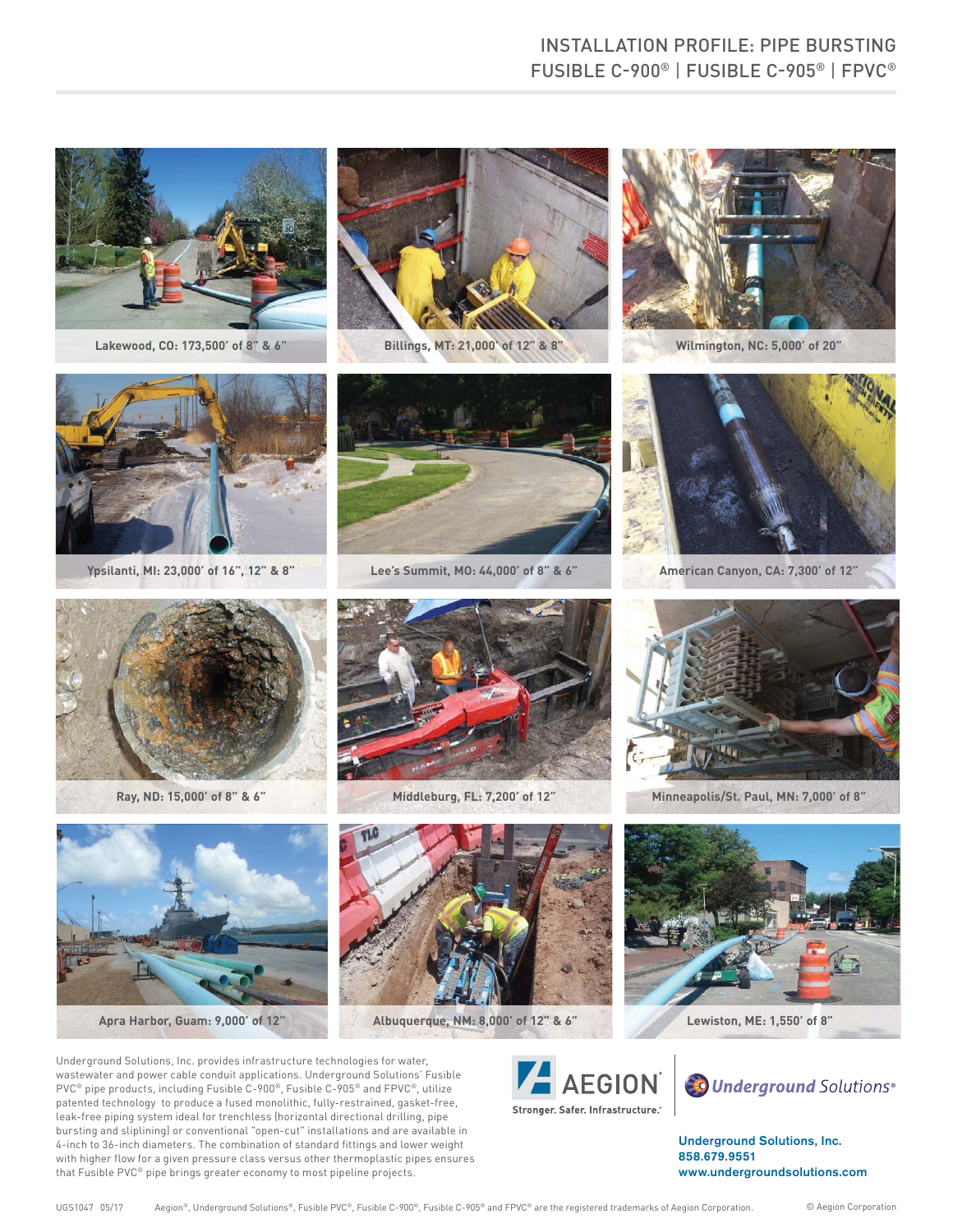# INSTALLATION PROFILE: PIPE BURSTING
## FUSIBLE C-900® | FUSIBLE C-905® | FPVC®

Lakewood, CO: 173,500' of 8" & 6"

Billings, MT: 21,000' of 12" & 8"

Wilmington, NC: 5,000' of 20"

Ypsilanti, MI: 23,000' of 16", 12" & 8"

Lee's Summit, MO: 44,000' of 8" & 6"

American Canyon, CA: 7,300' of 12"

Ray, ND: 15,000' of 8" & 6"

Middleburg, FL: 7,200' of 12"

Minneapolis/St. Paul, MN: 7,000' of 8"

Apra Harbor, Guam: 9,000' of 12"

Albuquerque, NM: 8,000' of 12" & 6"

Lewiston, ME: 1,550' of 8"

Underground Solutions, Inc. provides infrastructure technologies for water, wastewater and power cable conduit applications. Underground Solutions' Fusible PVC® pipe products, including Fusible C-900®, Fusible C-905® and FPVC®, utilize patented technology to produce a fused monolithic, fully-restrained, gasket-free, leak-free piping system ideal for trenchless (horizontal directional drilling, pipe bursting and sliplining) or conventional "open-cut" installations and are available in 4-inch to 36-inch diameters. The combination of standard fittings and lower weight with higher flow for a given pressure class versus other thermoplastic pipes ensures that Fusible PVC® pipe brings greater economy to most pipeline projects.

AEGION® Stronger. Safer. Infrastructure.®

Underground Solutions®

Underground Solutions, Inc.
858.679.9551
www.undergroundsolutions.com

UGS1047 05/17 Aegion®, Underground Solutions®, Fusible PVC®, Fusible C-900®, Fusible C-905® and FPVC® are the registered trademarks of Aegion Corporation. © Aegion Corporation